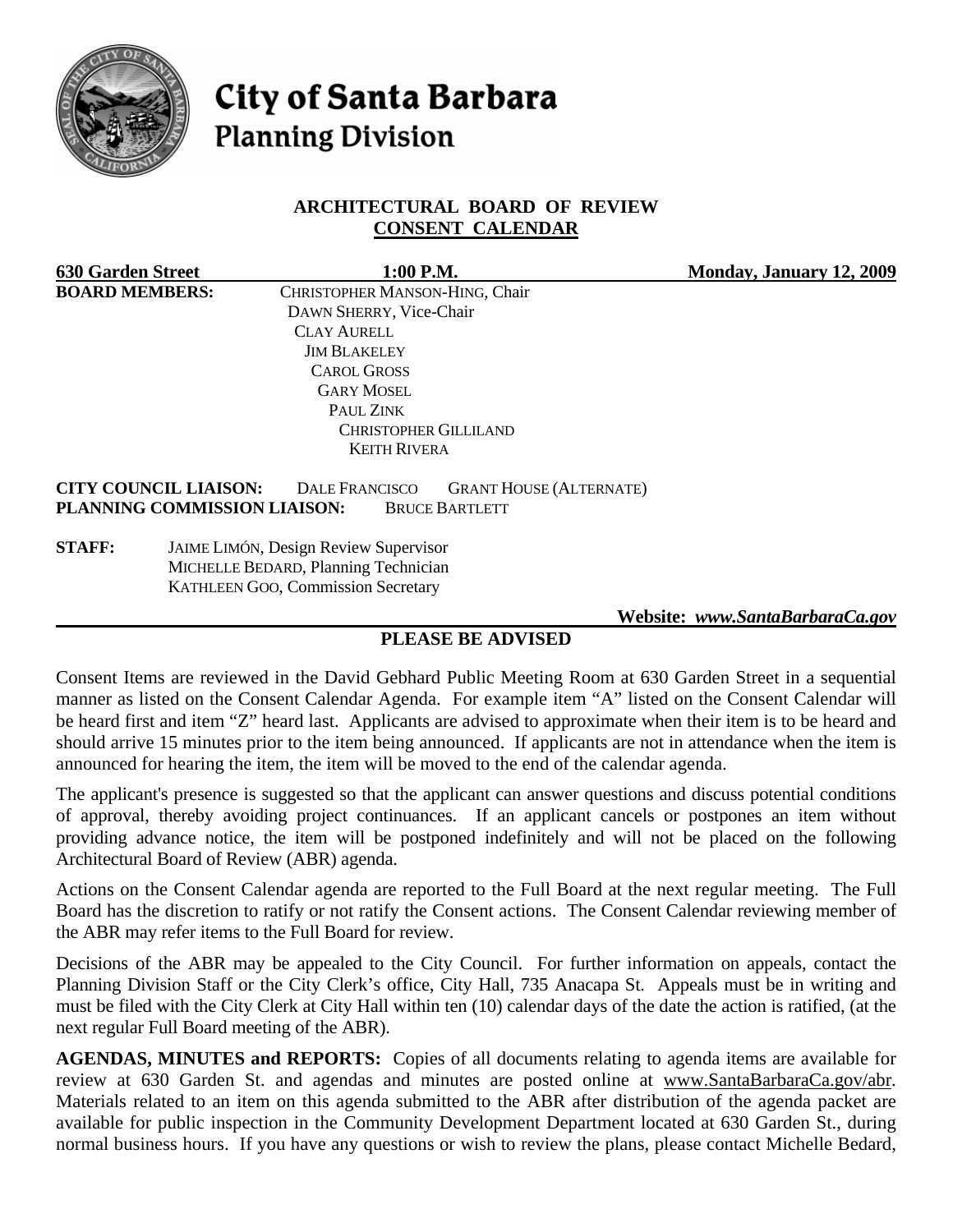# City of Santa Barbara
## Planning Division

### ARCHITECTURAL BOARD OF REVIEW
### CONSENT CALENDAR

**630 Garden Street** **1:00 P.M.** **Monday, January 12, 2009**

**BOARD MEMBERS:**
CHRISTOPHER MANSON-HING, Chair
DAWN SHERRY, Vice-Chair
CLAY AURELL
JIM BLAKELEY
CAROL GROSS
GARY MOSEL
PAUL ZINK
CHRISTOPHER GILLILAND
KEITH RIVERA

**CITY COUNCIL LIAISON:** DALE FRANCISCO GRANT HOUSE (ALTERNATE)
**PLANNING COMMISSION LIAISON:** BRUCE BARTLETT

**STAFF:**
JAIME LIMÓN, Design Review Supervisor
MICHELLE BEDARD, Planning Technician
KATHLEEN GOO, Commission Secretary

**Website:** ***www.SantaBarbaraCa.gov***

### PLEASE BE ADVISED

Consent Items are reviewed in the David Gebhard Public Meeting Room at 630 Garden Street in a sequential manner as listed on the Consent Calendar Agenda. For example item "A" listed on the Consent Calendar will be heard first and item "Z" heard last. Applicants are advised to approximate when their item is to be heard and should arrive 15 minutes prior to the item being announced. If applicants are not in attendance when the item is announced for hearing the item, the item will be moved to the end of the calendar agenda.

The applicant's presence is suggested so that the applicant can answer questions and discuss potential conditions of approval, thereby avoiding project continuances. If an applicant cancels or postpones an item without providing advance notice, the item will be postponed indefinitely and will not be placed on the following Architectural Board of Review (ABR) agenda.

Actions on the Consent Calendar agenda are reported to the Full Board at the next regular meeting. The Full Board has the discretion to ratify or not ratify the Consent actions. The Consent Calendar reviewing member of the ABR may refer items to the Full Board for review.

Decisions of the ABR may be appealed to the City Council. For further information on appeals, contact the Planning Division Staff or the City Clerk's office, City Hall, 735 Anacapa St. Appeals must be in writing and must be filed with the City Clerk at City Hall within ten (10) calendar days of the date the action is ratified, (at the next regular Full Board meeting of the ABR).

**AGENDAS, MINUTES and REPORTS:** Copies of all documents relating to agenda items are available for review at 630 Garden St. and agendas and minutes are posted online at www.SantaBarbaraCa.gov/abr. Materials related to an item on this agenda submitted to the ABR after distribution of the agenda packet are available for public inspection in the Community Development Department located at 630 Garden St., during normal business hours. If you have any questions or wish to review the plans, please contact Michelle Bedard,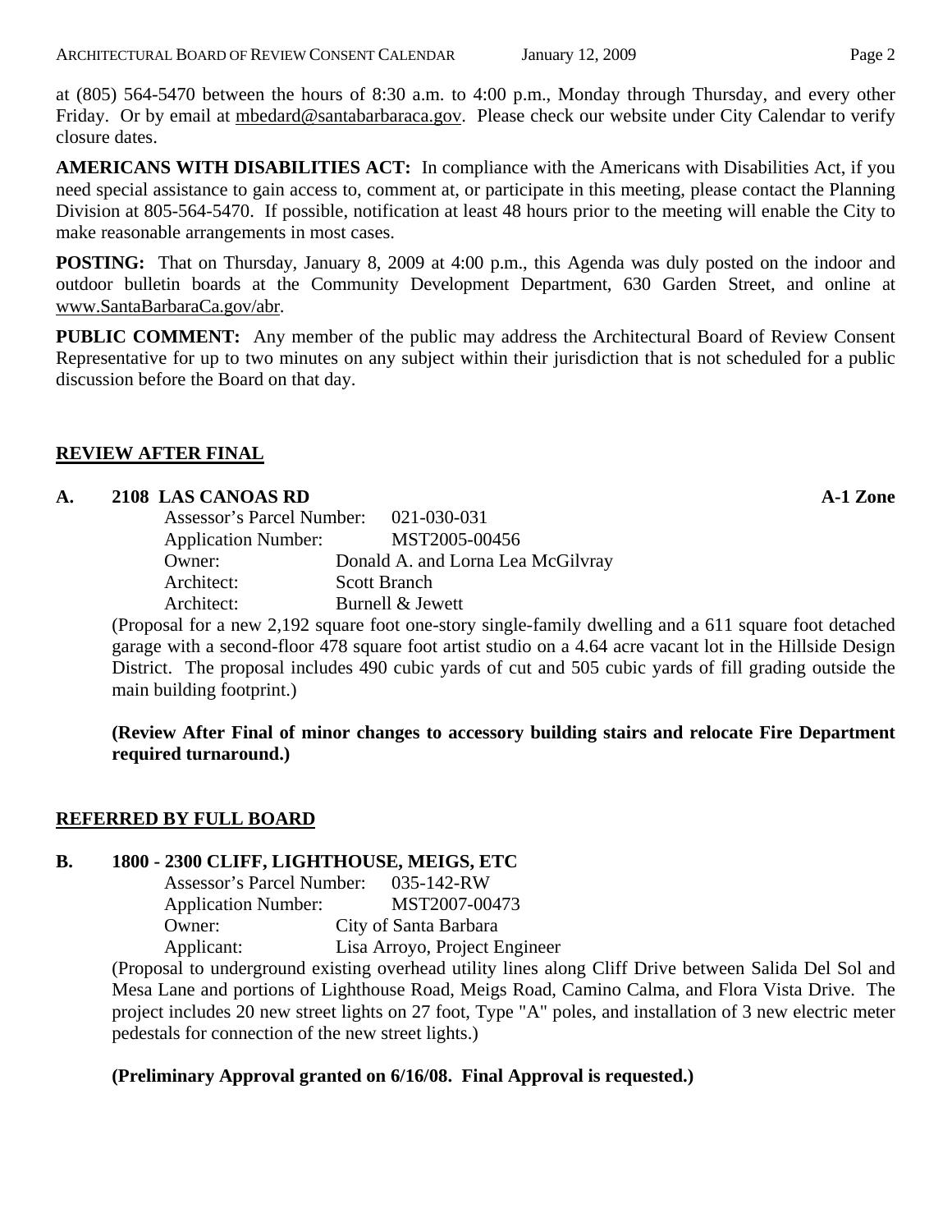at (805) 564-5470 between the hours of 8:30 a.m. to 4:00 p.m., Monday through Thursday, and every other Friday. Or by email at mbedard@santabarbaraca.gov. Please check our website under City Calendar to verify closure dates.

**AMERICANS WITH DISABILITIES ACT:** In compliance with the Americans with Disabilities Act, if you need special assistance to gain access to, comment at, or participate in this meeting, please contact the Planning Division at 805-564-5470. If possible, notification at least 48 hours prior to the meeting will enable the City to make reasonable arrangements in most cases.

**POSTING:** That on Thursday, January 8, 2009 at 4:00 p.m., this Agenda was duly posted on the indoor and outdoor bulletin boards at the Community Development Department, 630 Garden Street, and online at www.SantaBarbaraCa.gov/abr.

**PUBLIC COMMENT:** Any member of the public may address the Architectural Board of Review Consent Representative for up to two minutes on any subject within their jurisdiction that is not scheduled for a public discussion before the Board on that day.

## REVIEW AFTER FINAL

### A. 2108 LAS CANOAS RD — A-1 Zone

Assessor's Parcel Number: 021-030-031
Application Number: MST2005-00456
Owner: Donald A. and Lorna Lea McGilvray
Architect: Scott Branch
Architect: Burnell & Jewett

(Proposal for a new 2,192 square foot one-story single-family dwelling and a 611 square foot detached garage with a second-floor 478 square foot artist studio on a 4.64 acre vacant lot in the Hillside Design District. The proposal includes 490 cubic yards of cut and 505 cubic yards of fill grading outside the main building footprint.)

**(Review After Final of minor changes to accessory building stairs and relocate Fire Department required turnaround.)**

## REFERRED BY FULL BOARD

### B. 1800 - 2300 CLIFF, LIGHTHOUSE, MEIGS, ETC

Assessor's Parcel Number: 035-142-RW
Application Number: MST2007-00473
Owner: City of Santa Barbara
Applicant: Lisa Arroyo, Project Engineer

(Proposal to underground existing overhead utility lines along Cliff Drive between Salida Del Sol and Mesa Lane and portions of Lighthouse Road, Meigs Road, Camino Calma, and Flora Vista Drive. The project includes 20 new street lights on 27 foot, Type "A" poles, and installation of 3 new electric meter pedestals for connection of the new street lights.)

**(Preliminary Approval granted on 6/16/08. Final Approval is requested.)**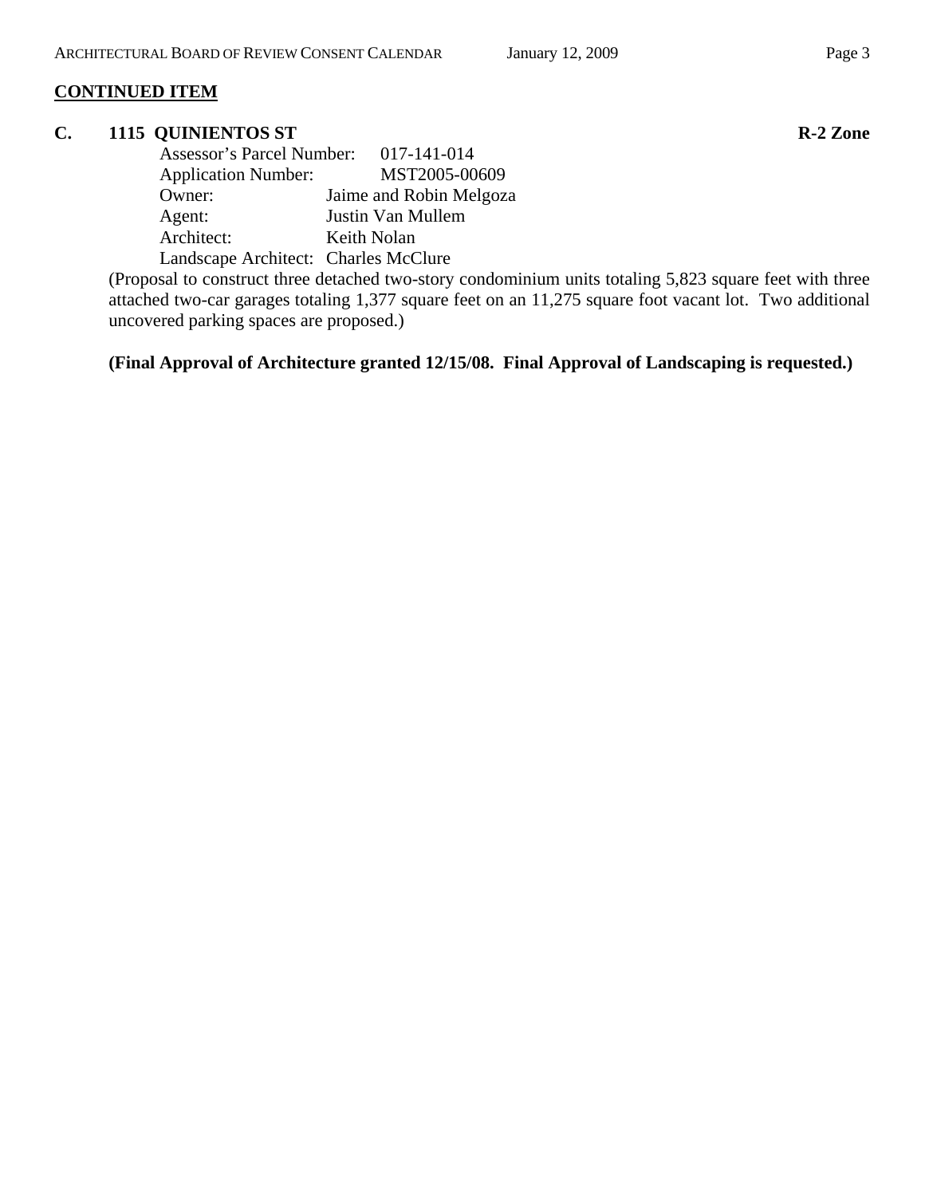**CONTINUED ITEM**

**C. 1115 QUINIENTOS ST** **R-2 Zone**

Assessor's Parcel Number: 017-141-014
Application Number: MST2005-00609
Owner: Jaime and Robin Melgoza
Agent: Justin Van Mullem
Architect: Keith Nolan
Landscape Architect: Charles McClure

(Proposal to construct three detached two-story condominium units totaling 5,823 square feet with three attached two-car garages totaling 1,377 square feet on an 11,275 square foot vacant lot. Two additional uncovered parking spaces are proposed.)

**(Final Approval of Architecture granted 12/15/08. Final Approval of Landscaping is requested.)**